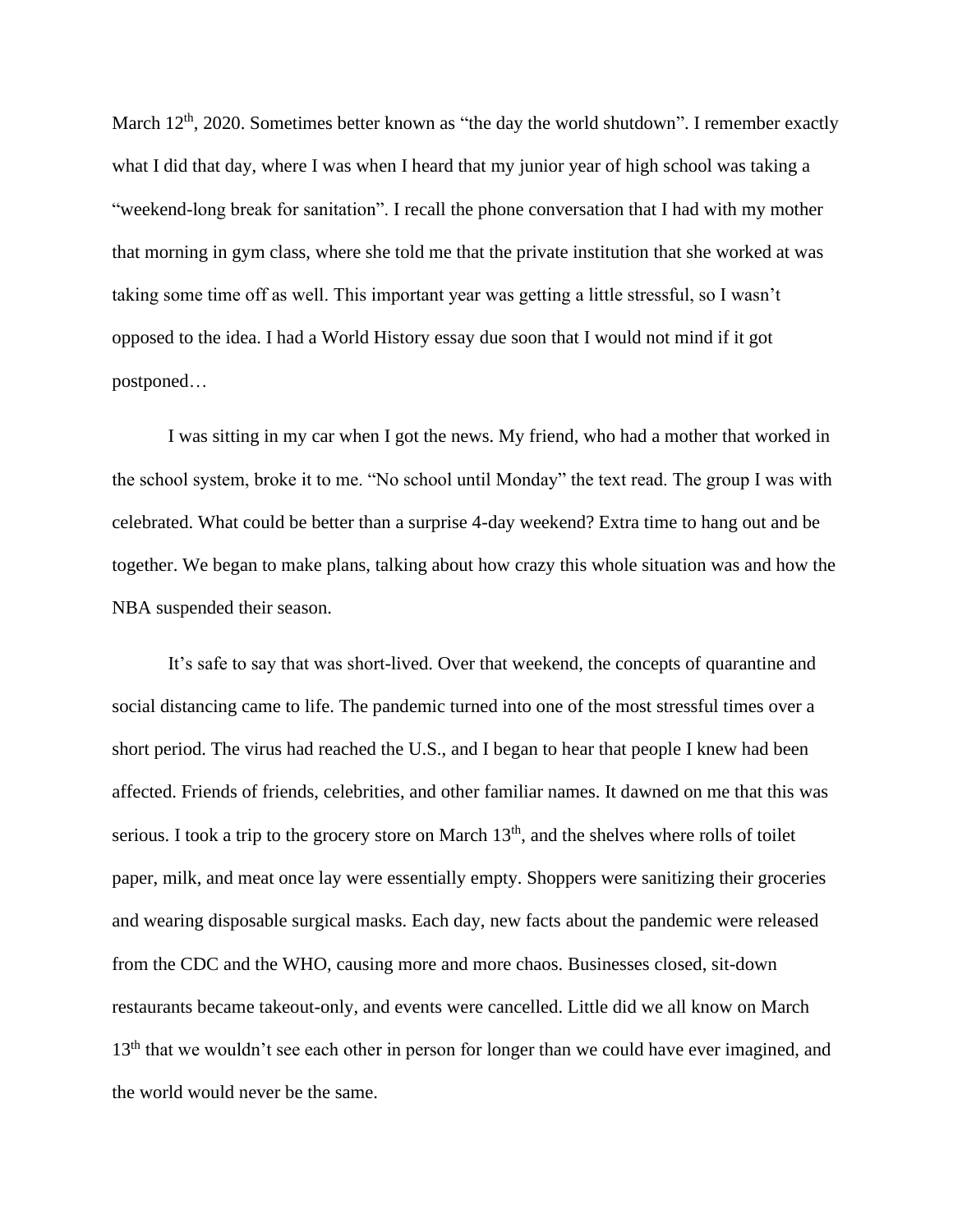March 12th, 2020. Sometimes better known as "the day the world shutdown". I remember exactly what I did that day, where I was when I heard that my junior year of high school was taking a "weekend-long break for sanitation". I recall the phone conversation that I had with my mother that morning in gym class, where she told me that the private institution that she worked at was taking some time off as well. This important year was getting a little stressful, so I wasn't opposed to the idea. I had a World History essay due soon that I would not mind if it got postponed…

I was sitting in my car when I got the news. My friend, who had a mother that worked in the school system, broke it to me. "No school until Monday" the text read. The group I was with celebrated. What could be better than a surprise 4-day weekend? Extra time to hang out and be together. We began to make plans, talking about how crazy this whole situation was and how the NBA suspended their season.

It's safe to say that was short-lived. Over that weekend, the concepts of quarantine and social distancing came to life. The pandemic turned into one of the most stressful times over a short period. The virus had reached the U.S., and I began to hear that people I knew had been affected. Friends of friends, celebrities, and other familiar names. It dawned on me that this was serious. I took a trip to the grocery store on March 13th, and the shelves where rolls of toilet paper, milk, and meat once lay were essentially empty. Shoppers were sanitizing their groceries and wearing disposable surgical masks. Each day, new facts about the pandemic were released from the CDC and the WHO, causing more and more chaos. Businesses closed, sit-down restaurants became takeout-only, and events were cancelled. Little did we all know on March 13th that we wouldn't see each other in person for longer than we could have ever imagined, and the world would never be the same.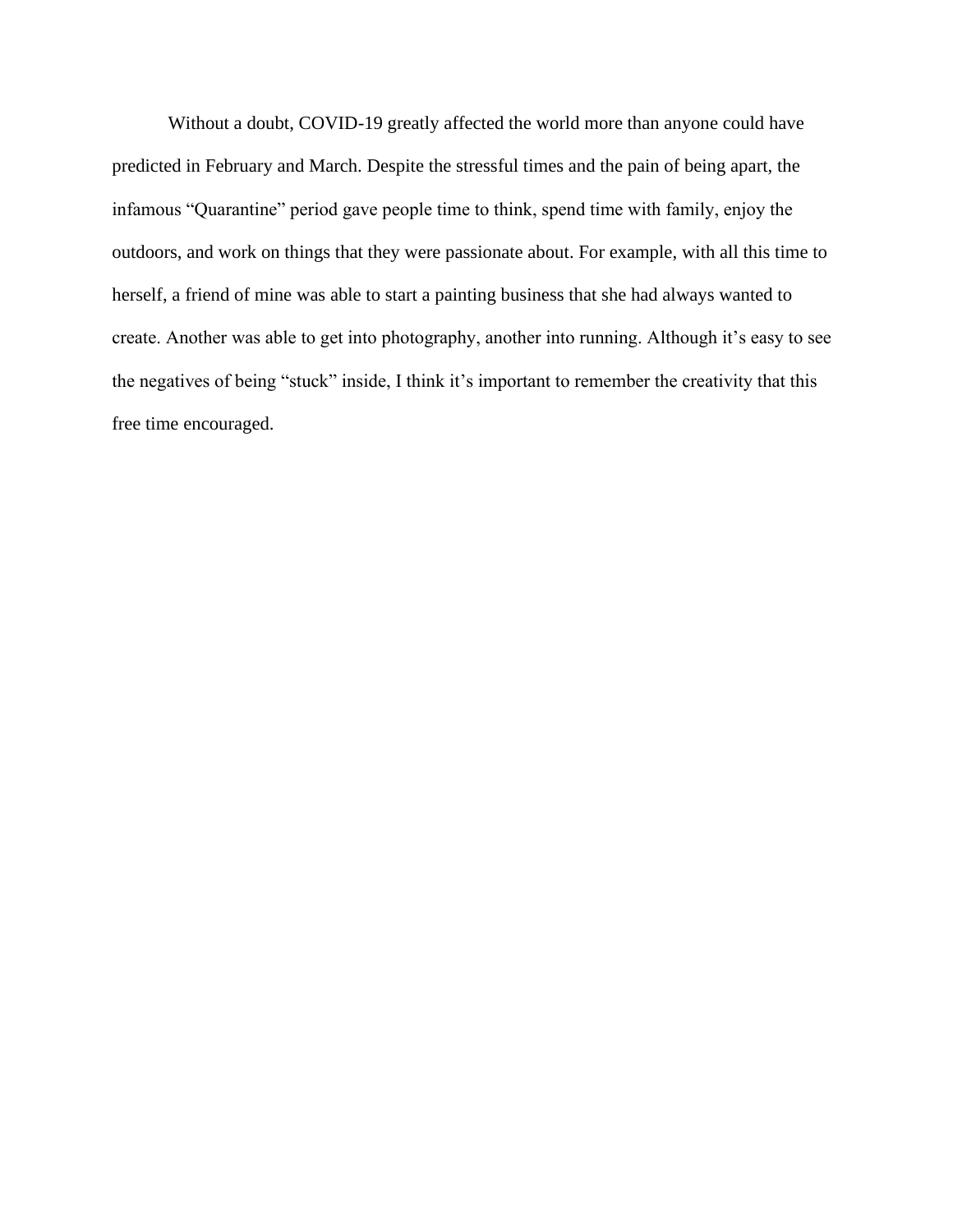Without a doubt, COVID-19 greatly affected the world more than anyone could have predicted in February and March. Despite the stressful times and the pain of being apart, the infamous “Quarantine” period gave people time to think, spend time with family, enjoy the outdoors, and work on things that they were passionate about. For example, with all this time to herself, a friend of mine was able to start a painting business that she had always wanted to create. Another was able to get into photography, another into running. Although it’s easy to see the negatives of being “stuck” inside, I think it’s important to remember the creativity that this free time encouraged.